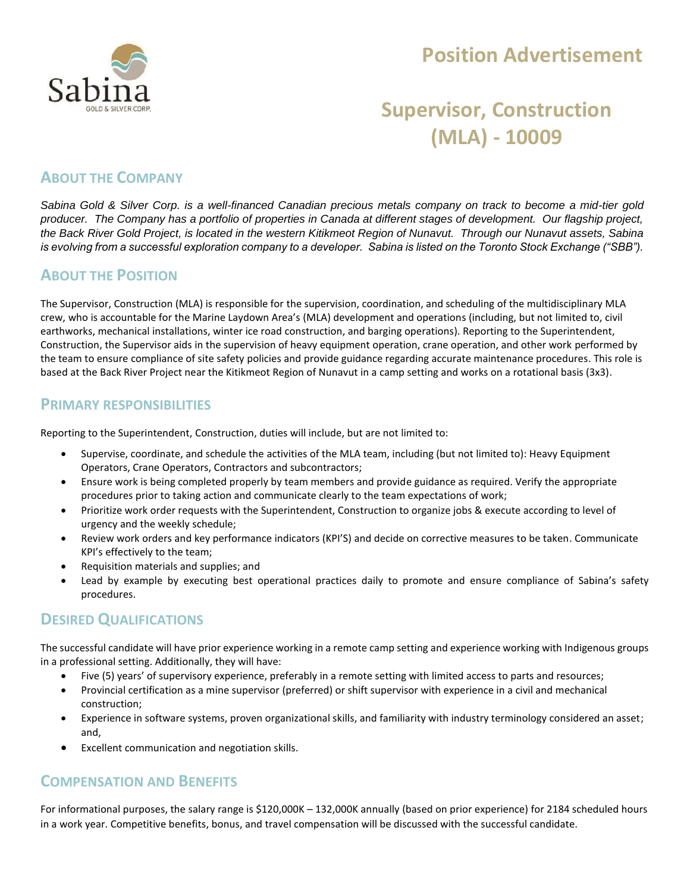# Position Advertisement

# Supervisor, Construction (MLA) - 10009

## About the Company

*Sabina Gold & Silver Corp. is a well-financed Canadian precious metals company on track to become a mid-tier gold producer. The Company has a portfolio of properties in Canada at different stages of development. Our flagship project, the Back River Gold Project, is located in the western Kitikmeot Region of Nunavut. Through our Nunavut assets, Sabina is evolving from a successful exploration company to a developer. Sabina is listed on the Toronto Stock Exchange ("SBB").*

## About the Position

The Supervisor, Construction (MLA) is responsible for the supervision, coordination, and scheduling of the multidisciplinary MLA crew, who is accountable for the Marine Laydown Area's (MLA) development and operations (including, but not limited to, civil earthworks, mechanical installations, winter ice road construction, and barging operations). Reporting to the Superintendent, Construction, the Supervisor aids in the supervision of heavy equipment operation, crane operation, and other work performed by the team to ensure compliance of site safety policies and provide guidance regarding accurate maintenance procedures. This role is based at the Back River Project near the Kitikmeot Region of Nunavut in a camp setting and works on a rotational basis (3x3).

## Primary Responsibilities

Reporting to the Superintendent, Construction, duties will include, but are not limited to:

- Supervise, coordinate, and schedule the activities of the MLA team, including (but not limited to): Heavy Equipment Operators, Crane Operators, Contractors and subcontractors;
- Ensure work is being completed properly by team members and provide guidance as required. Verify the appropriate procedures prior to taking action and communicate clearly to the team expectations of work;
- Prioritize work order requests with the Superintendent, Construction to organize jobs & execute according to level of urgency and the weekly schedule;
- Review work orders and key performance indicators (KPI'S) and decide on corrective measures to be taken. Communicate KPI's effectively to the team;
- Requisition materials and supplies; and
- Lead by example by executing best operational practices daily to promote and ensure compliance of Sabina's safety procedures.

## Desired Qualifications

The successful candidate will have prior experience working in a remote camp setting and experience working with Indigenous groups in a professional setting. Additionally, they will have:

- Five (5) years' of supervisory experience, preferably in a remote setting with limited access to parts and resources;
- Provincial certification as a mine supervisor (preferred) or shift supervisor with experience in a civil and mechanical construction;
- Experience in software systems, proven organizational skills, and familiarity with industry terminology considered an asset; and,
- Excellent communication and negotiation skills.

## Compensation and Benefits

For informational purposes, the salary range is $120,000K – 132,000K annually (based on prior experience) for 2184 scheduled hours in a work year. Competitive benefits, bonus, and travel compensation will be discussed with the successful candidate.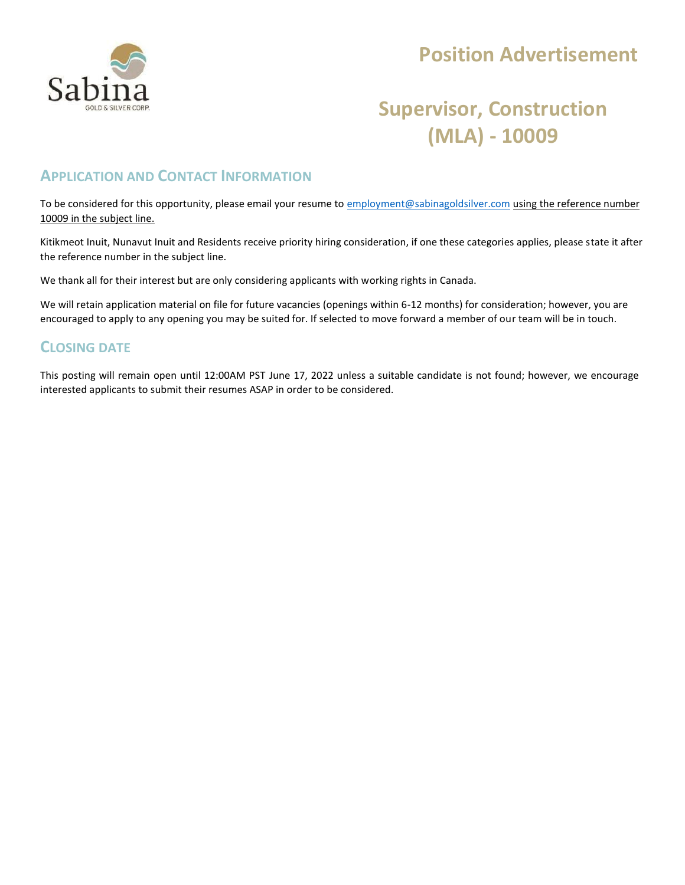# Position Advertisement

# Supervisor, Construction (MLA) - 10009

## APPLICATION AND CONTACT INFORMATION

To be considered for this opportunity, please email your resume to employment@sabinagoldsilver.com using the reference number 10009 in the subject line.

Kitikmeot Inuit, Nunavut Inuit and Residents receive priority hiring consideration, if one these categories applies, please state it after the reference number in the subject line.

We thank all for their interest but are only considering applicants with working rights in Canada.

We will retain application material on file for future vacancies (openings within 6-12 months) for consideration; however, you are encouraged to apply to any opening you may be suited for. If selected to move forward a member of our team will be in touch.

## CLOSING DATE

This posting will remain open until 12:00AM PST June 17, 2022 unless a suitable candidate is not found; however, we encourage interested applicants to submit their resumes ASAP in order to be considered.